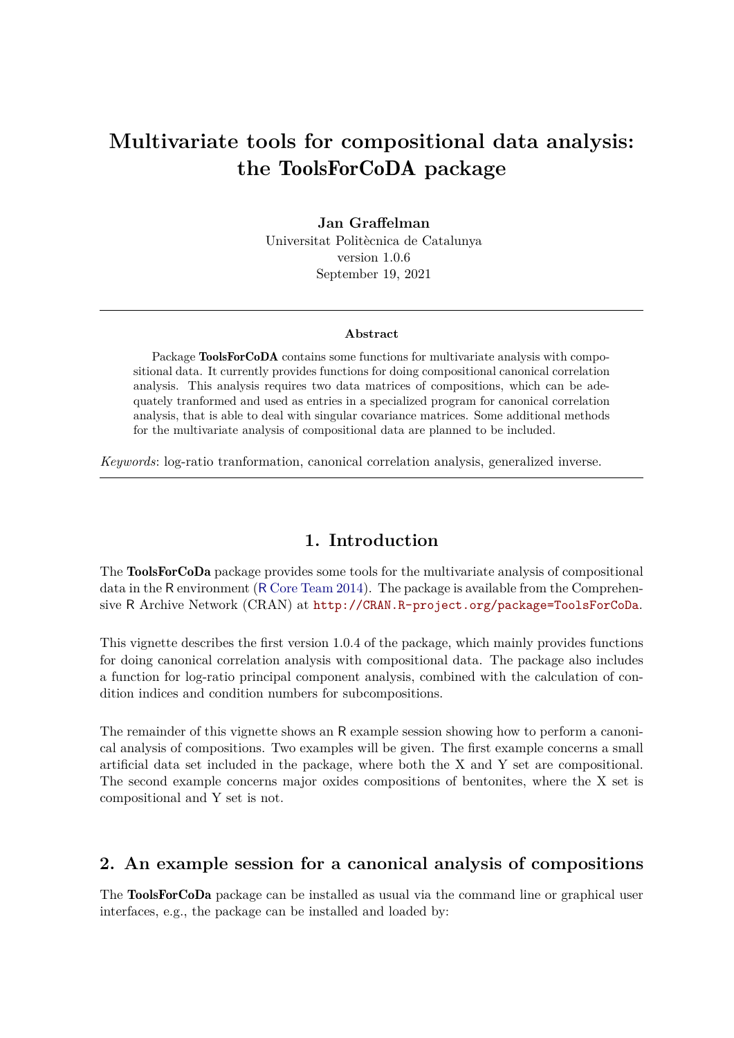# Multivariate tools for compositional data analysis: the ToolsForCoDA package

**Jan Graffelman**
Universitat Politècnica de Catalunya
version 1.0.6
September 19, 2021

---

**Abstract**

Package **ToolsForCoDA** contains some functions for multivariate analysis with compositional data. It currently provides functions for doing compositional canonical correlation analysis. This analysis requires two data matrices of compositions, which can be adequately tranformed and used as entries in a specialized program for canonical correlation analysis, that is able to deal with singular covariance matrices. Some additional methods for the multivariate analysis of compositional data are planned to be included.

*Keywords*: log-ratio tranformation, canonical correlation analysis, generalized inverse.

---

## 1. Introduction

The **ToolsForCoDa** package provides some tools for the multivariate analysis of compositional data in the R environment (R Core Team 2014). The package is available from the Comprehensive R Archive Network (CRAN) at `http://CRAN.R-project.org/package=ToolsForCoDa`.

This vignette describes the first version 1.0.4 of the package, which mainly provides functions for doing canonical correlation analysis with compositional data. The package also includes a function for log-ratio principal component analysis, combined with the calculation of condition indices and condition numbers for subcompositions.

The remainder of this vignette shows an R example session showing how to perform a canonical analysis of compositions. Two examples will be given. The first example concerns a small artificial data set included in the package, where both the X and Y set are compositional. The second example concerns major oxides compositions of bentonites, where the X set is compositional and Y set is not.

## 2. An example session for a canonical analysis of compositions

The **ToolsForCoDa** package can be installed as usual via the command line or graphical user interfaces, e.g., the package can be installed and loaded by: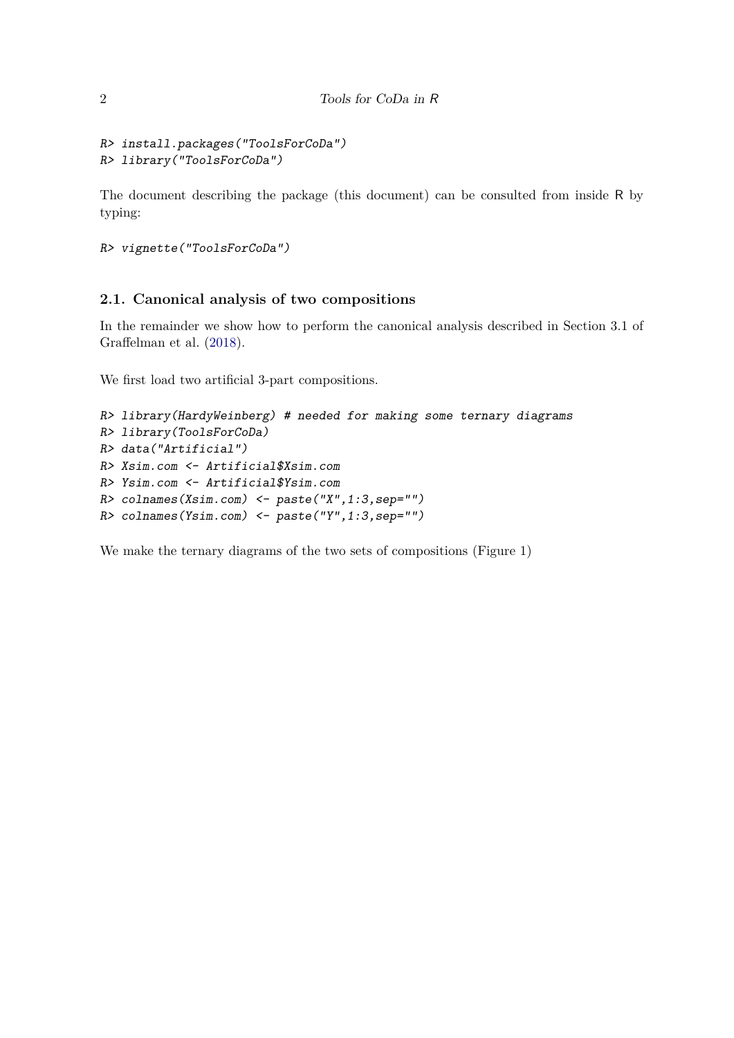```
R> install.packages("ToolsForCoDa")
R> library("ToolsForCoDa")
```

The document describing the package (this document) can be consulted from inside R by typing:

```
R> vignette("ToolsForCoDa")
```

### 2.1. Canonical analysis of two compositions

In the remainder we show how to perform the canonical analysis described in Section 3.1 of Graffelman et al. (2018).

We first load two artificial 3-part compositions.

```
R> library(HardyWeinberg) # needed for making some ternary diagrams
R> library(ToolsForCoDa)
R> data("Artificial")
R> Xsim.com <- Artificial$Xsim.com
R> Ysim.com <- Artificial$Ysim.com
R> colnames(Xsim.com) <- paste("X",1:3,sep="")
R> colnames(Ysim.com) <- paste("Y",1:3,sep="")
```

We make the ternary diagrams of the two sets of compositions (Figure 1)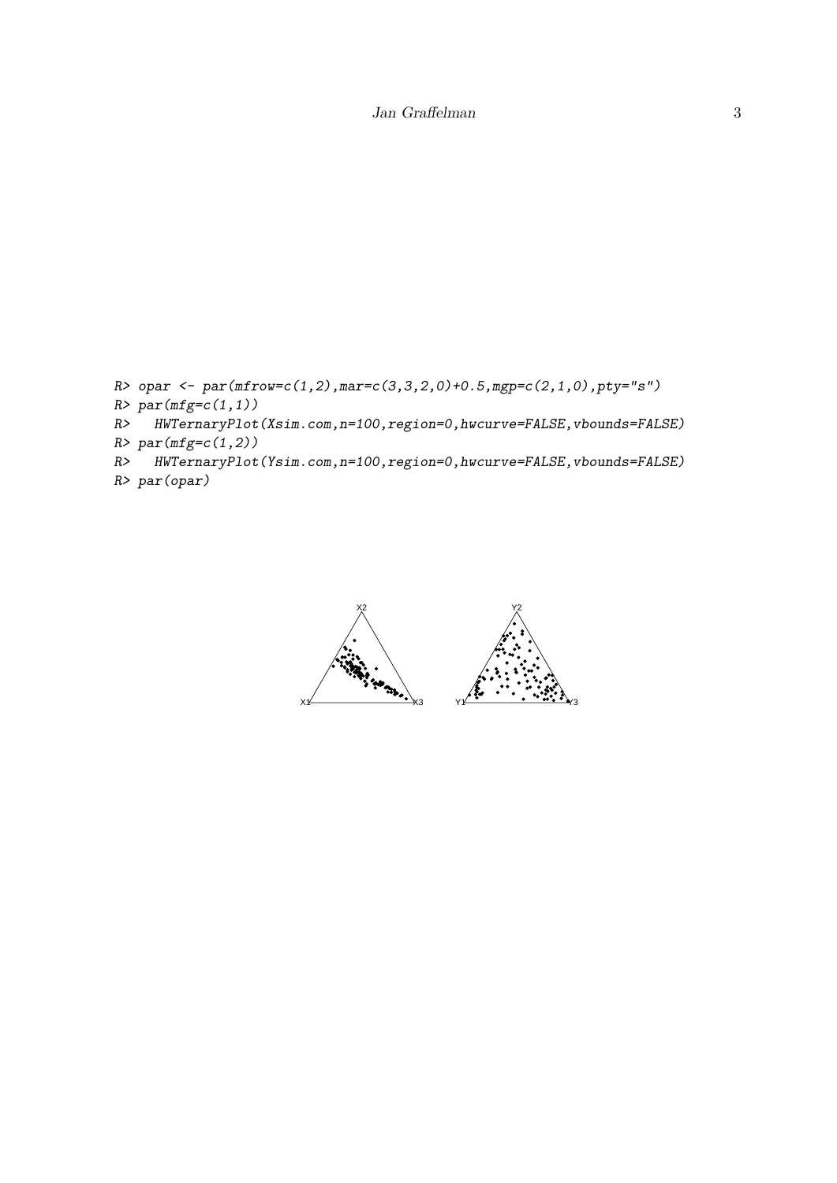```
R> opar <- par(mfrow=c(1,2),mar=c(3,3,2,0)+0.5,mgp=c(2,1,0),pty="s")
R> par(mfg=c(1,1))
R>   HWTernaryPlot(Xsim.com,n=100,region=0,hwcurve=FALSE,vbounds=FALSE)
R> par(mfg=c(1,2))
R>   HWTernaryPlot(Ysim.com,n=100,region=0,hwcurve=FALSE,vbounds=FALSE)
R> par(opar)
```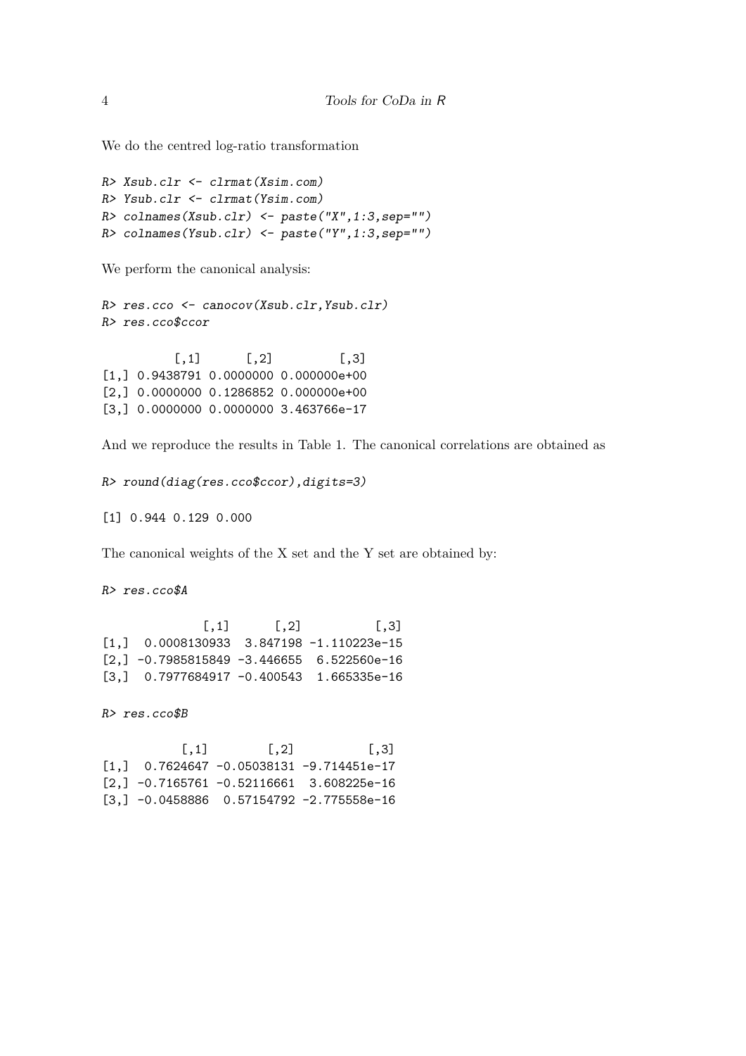We do the centred log-ratio transformation

```
R> Xsub.clr <- clrmat(Xsim.com)
R> Ysub.clr <- clrmat(Ysim.com)
R> colnames(Xsub.clr) <- paste("X",1:3,sep="")
R> colnames(Ysub.clr) <- paste("Y",1:3,sep="")
```

We perform the canonical analysis:

```
R> res.cco <- canocov(Xsub.clr,Ysub.clr)
R> res.cco$ccor
```

```
          [,1]      [,2]         [,3]
[1,] 0.9438791 0.0000000 0.000000e+00
[2,] 0.0000000 0.1286852 0.000000e+00
[3,] 0.0000000 0.0000000 3.463766e-17
```

And we reproduce the results in Table 1. The canonical correlations are obtained as

```
R> round(diag(res.cco$ccor),digits=3)
```

```
[1] 0.944 0.129 0.000
```

The canonical weights of the X set and the Y set are obtained by:

```
R> res.cco$A
```

```
              [,1]      [,2]          [,3]
[1,]  0.0008130933  3.847198 -1.110223e-15
[2,] -0.7985815849 -3.446655  6.522560e-16
[3,]  0.7977684917 -0.400543  1.665335e-16
```

```
R> res.cco$B
```

```
           [,1]        [,2]          [,3]
[1,]  0.7624647 -0.05038131 -9.714451e-17
[2,] -0.7165761 -0.52116661  3.608225e-16
[3,] -0.0458886  0.57154792 -2.775558e-16
```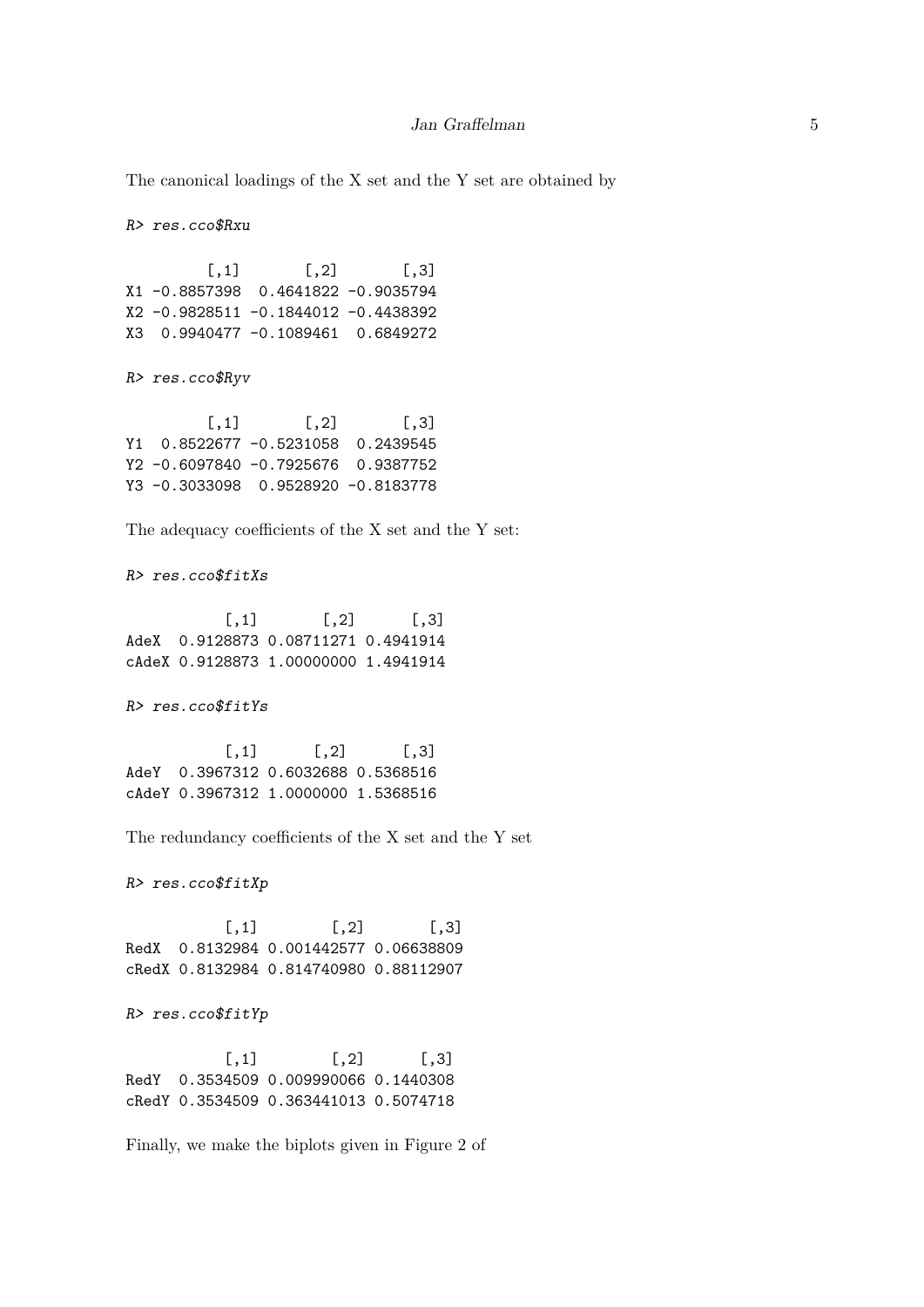The canonical loadings of the X set and the Y set are obtained by

```
R> res.cco$Rxu

         [,1]       [,2]       [,3]
X1 -0.8857398  0.4641822 -0.9035794
X2 -0.9828511 -0.1844012 -0.4438392
X3  0.9940477 -0.1089461  0.6849272
```

```
R> res.cco$Ryv

         [,1]       [,2]       [,3]
Y1  0.8522677 -0.5231058  0.2439545
Y2 -0.6097840 -0.7925676  0.9387752
Y3 -0.3033098  0.9528920 -0.8183778
```

The adequacy coefficients of the X set and the Y set:

```
R> res.cco$fitXs

           [,1]       [,2]      [,3]
AdeX  0.9128873 0.08711271 0.4941914
cAdeX 0.9128873 1.00000000 1.4941914
```

```
R> res.cco$fitYs

           [,1]      [,2]      [,3]
AdeY  0.3967312 0.6032688 0.5368516
cAdeY 0.3967312 1.0000000 1.5368516
```

The redundancy coefficients of the X set and the Y set

```
R> res.cco$fitXp

           [,1]        [,2]       [,3]
RedX  0.8132984 0.001442577 0.06638809
cRedX 0.8132984 0.814740980 0.88112907
```

```
R> res.cco$fitYp

           [,1]        [,2]      [,3]
RedY  0.3534509 0.009990066 0.1440308
cRedY 0.3534509 0.363441013 0.5074718
```

Finally, we make the biplots given in Figure 2 of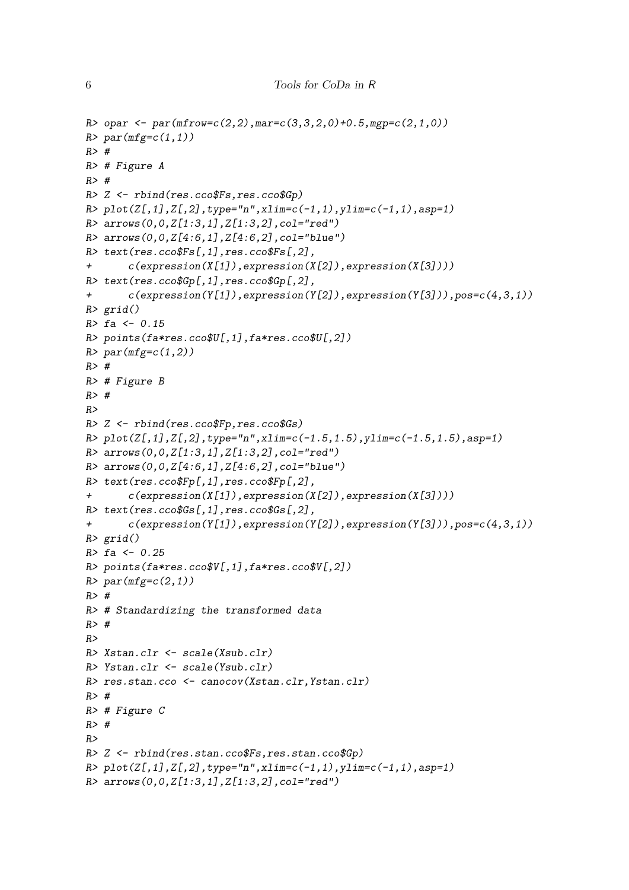```
R> opar <- par(mfrow=c(2,2),mar=c(3,3,2,0)+0.5,mgp=c(2,1,0))
R> par(mfg=c(1,1))
R> #
R> # Figure A
R> #
R> Z <- rbind(res.cco$Fs,res.cco$Gp)
R> plot(Z[,1],Z[,2],type="n",xlim=c(-1,1),ylim=c(-1,1),asp=1)
R> arrows(0,0,Z[1:3,1],Z[1:3,2],col="red")
R> arrows(0,0,Z[4:6,1],Z[4:6,2],col="blue")
R> text(res.cco$Fs[,1],res.cco$Fs[,2],
+      c(expression(X[1]),expression(X[2]),expression(X[3])))
R> text(res.cco$Gp[,1],res.cco$Gp[,2],
+      c(expression(Y[1]),expression(Y[2]),expression(Y[3])),pos=c(4,3,1))
R> grid()
R> fa <- 0.15
R> points(fa*res.cco$U[,1],fa*res.cco$U[,2])
R> par(mfg=c(1,2))
R> #
R> # Figure B
R> #
R>
R> Z <- rbind(res.cco$Fp,res.cco$Gs)
R> plot(Z[,1],Z[,2],type="n",xlim=c(-1.5,1.5),ylim=c(-1.5,1.5),asp=1)
R> arrows(0,0,Z[1:3,1],Z[1:3,2],col="red")
R> arrows(0,0,Z[4:6,1],Z[4:6,2],col="blue")
R> text(res.cco$Fp[,1],res.cco$Fp[,2],
+      c(expression(X[1]),expression(X[2]),expression(X[3])))
R> text(res.cco$Gs[,1],res.cco$Gs[,2],
+      c(expression(Y[1]),expression(Y[2]),expression(Y[3])),pos=c(4,3,1))
R> grid()
R> fa <- 0.25
R> points(fa*res.cco$V[,1],fa*res.cco$V[,2])
R> par(mfg=c(2,1))
R> #
R> # Standardizing the transformed data
R> #
R>
R> Xstan.clr <- scale(Xsub.clr)
R> Ystan.clr <- scale(Ysub.clr)
R> res.stan.cco <- canocov(Xstan.clr,Ystan.clr)
R> #
R> # Figure C
R> #
R>
R> Z <- rbind(res.stan.cco$Fs,res.stan.cco$Gp)
R> plot(Z[,1],Z[,2],type="n",xlim=c(-1,1),ylim=c(-1,1),asp=1)
R> arrows(0,0,Z[1:3,1],Z[1:3,2],col="red")
```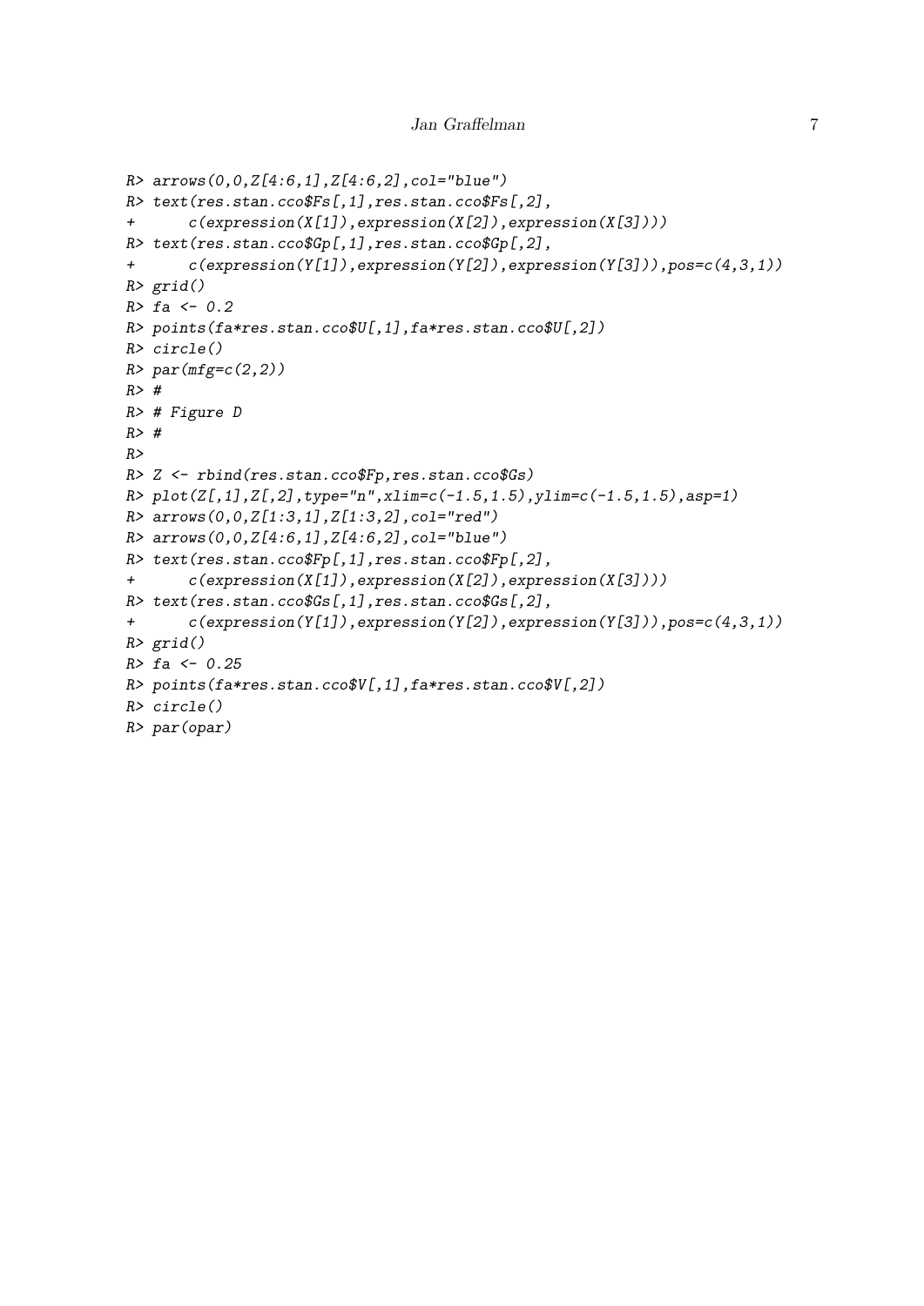```
R> arrows(0,0,Z[4:6,1],Z[4:6,2],col="blue")
R> text(res.stan.cco$Fs[,1],res.stan.cco$Fs[,2],
+      c(expression(X[1]),expression(X[2]),expression(X[3])))
R> text(res.stan.cco$Gp[,1],res.stan.cco$Gp[,2],
+      c(expression(Y[1]),expression(Y[2]),expression(Y[3])),pos=c(4,3,1))
R> grid()
R> fa <- 0.2
R> points(fa*res.stan.cco$U[,1],fa*res.stan.cco$U[,2])
R> circle()
R> par(mfg=c(2,2))
R> #
R> # Figure D
R> #
R>
R> Z <- rbind(res.stan.cco$Fp,res.stan.cco$Gs)
R> plot(Z[,1],Z[,2],type="n",xlim=c(-1.5,1.5),ylim=c(-1.5,1.5),asp=1)
R> arrows(0,0,Z[1:3,1],Z[1:3,2],col="red")
R> arrows(0,0,Z[4:6,1],Z[4:6,2],col="blue")
R> text(res.stan.cco$Fp[,1],res.stan.cco$Fp[,2],
+      c(expression(X[1]),expression(X[2]),expression(X[3])))
R> text(res.stan.cco$Gs[,1],res.stan.cco$Gs[,2],
+      c(expression(Y[1]),expression(Y[2]),expression(Y[3])),pos=c(4,3,1))
R> grid()
R> fa <- 0.25
R> points(fa*res.stan.cco$V[,1],fa*res.stan.cco$V[,2])
R> circle()
R> par(opar)
```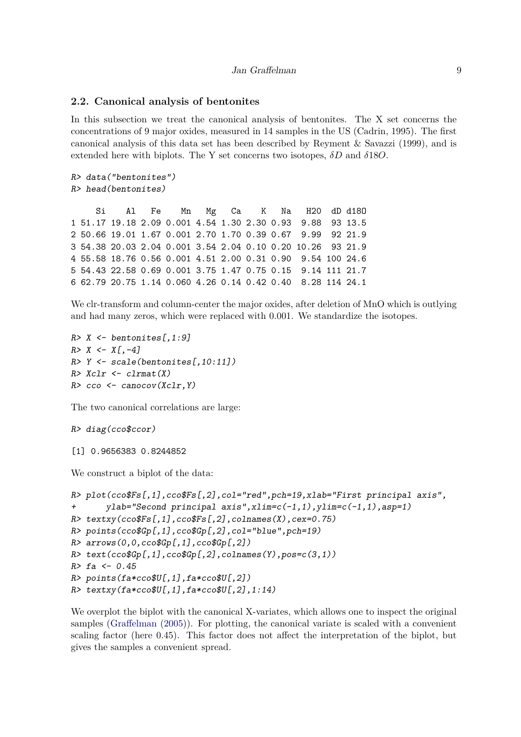### 2.2. Canonical analysis of bentonites

In this subsection we treat the canonical analysis of bentonites. The X set concerns the concentrations of 9 major oxides, measured in 14 samples in the US (Cadrin, 1995). The first canonical analysis of this data set has been described by Reyment & Savazzi (1999), and is extended here with biplots. The Y set concerns two isotopes, $\delta D$ and $\delta 18O$.

```
R> data("bentonites")
R> head(bentonites)

     Si    Al   Fe    Mn   Mg   Ca    K   Na   H20  dD d18O
1 51.17 19.18 2.09 0.001 4.54 1.30 2.30 0.93  9.88  93 13.5
2 50.66 19.01 1.67 0.001 2.70 1.70 0.39 0.67  9.99  92 21.9
3 54.38 20.03 2.04 0.001 3.54 2.04 0.10 0.20 10.26  93 21.9
4 55.58 18.76 0.56 0.001 4.51 2.00 0.31 0.90  9.54 100 24.6
5 54.43 22.58 0.69 0.001 3.75 1.47 0.75 0.15  9.14 111 21.7
6 62.79 20.75 1.14 0.060 4.26 0.14 0.42 0.40  8.28 114 24.1
```

We clr-transform and column-center the major oxides, after deletion of MnO which is outlying and had many zeros, which were replaced with 0.001. We standardize the isotopes.

```
R> X <- bentonites[,1:9]
R> X <- X[,-4]
R> Y <- scale(bentonites[,10:11])
R> Xclr <- clrmat(X)
R> cco <- canocov(Xclr,Y)
```

The two canonical correlations are large:

```
R> diag(cco$ccor)

[1] 0.9656383 0.8244852
```

We construct a biplot of the data:

```
R> plot(cco$Fs[,1],cco$Fs[,2],col="red",pch=19,xlab="First principal axis",
+      ylab="Second principal axis",xlim=c(-1,1),ylim=c(-1,1),asp=1)
R> textxy(cco$Fs[,1],cco$Fs[,2],colnames(X),cex=0.75)
R> points(cco$Gp[,1],cco$Gp[,2],col="blue",pch=19)
R> arrows(0,0,cco$Gp[,1],cco$Gp[,2])
R> text(cco$Gp[,1],cco$Gp[,2],colnames(Y),pos=c(3,1))
R> fa <- 0.45
R> points(fa*cco$U[,1],fa*cco$U[,2])
R> textxy(fa*cco$U[,1],fa*cco$U[,2],1:14)
```

We overplot the biplot with the canonical X-variates, which allows one to inspect the original samples (Graffelman (2005)). For plotting, the canonical variate is scaled with a convenient scaling factor (here 0.45). This factor does not affect the interpretation of the biplot, but gives the samples a convenient spread.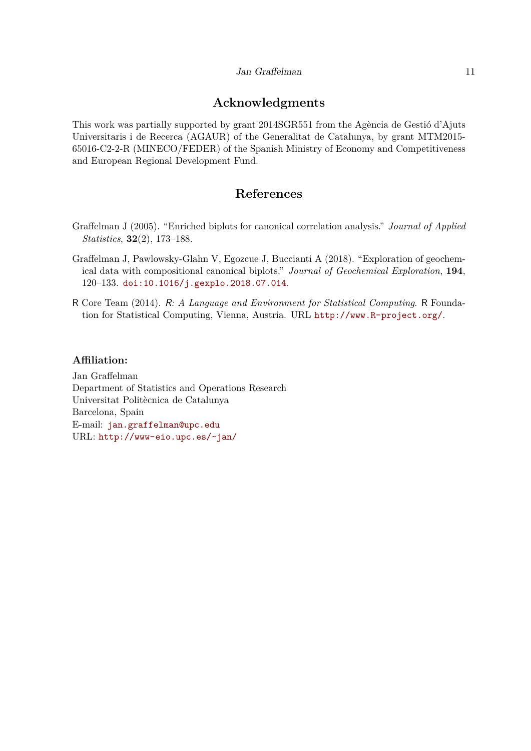## Acknowledgments

This work was partially supported by grant 2014SGR551 from the Agència de Gestió d'Ajuts Universitaris i de Recerca (AGAUR) of the Generalitat de Catalunya, by grant MTM2015-65016-C2-2-R (MINECO/FEDER) of the Spanish Ministry of Economy and Competitiveness and European Regional Development Fund.

## References

Graffelman J (2005). "Enriched biplots for canonical correlation analysis." *Journal of Applied Statistics*, **32**(2), 173–188.

Graffelman J, Pawlowsky-Glahn V, Egozcue J, Buccianti A (2018). "Exploration of geochemical data with compositional canonical biplots." *Journal of Geochemical Exploration*, **194**, 120–133. doi:10.1016/j.gexplo.2018.07.014.

R Core Team (2014). *R: A Language and Environment for Statistical Computing*. R Foundation for Statistical Computing, Vienna, Austria. URL http://www.R-project.org/.

**Affiliation:**

Jan Graffelman
Department of Statistics and Operations Research
Universitat Politècnica de Catalunya
Barcelona, Spain
E-mail: jan.graffelman@upc.edu
URL: http://www-eio.upc.es/~jan/